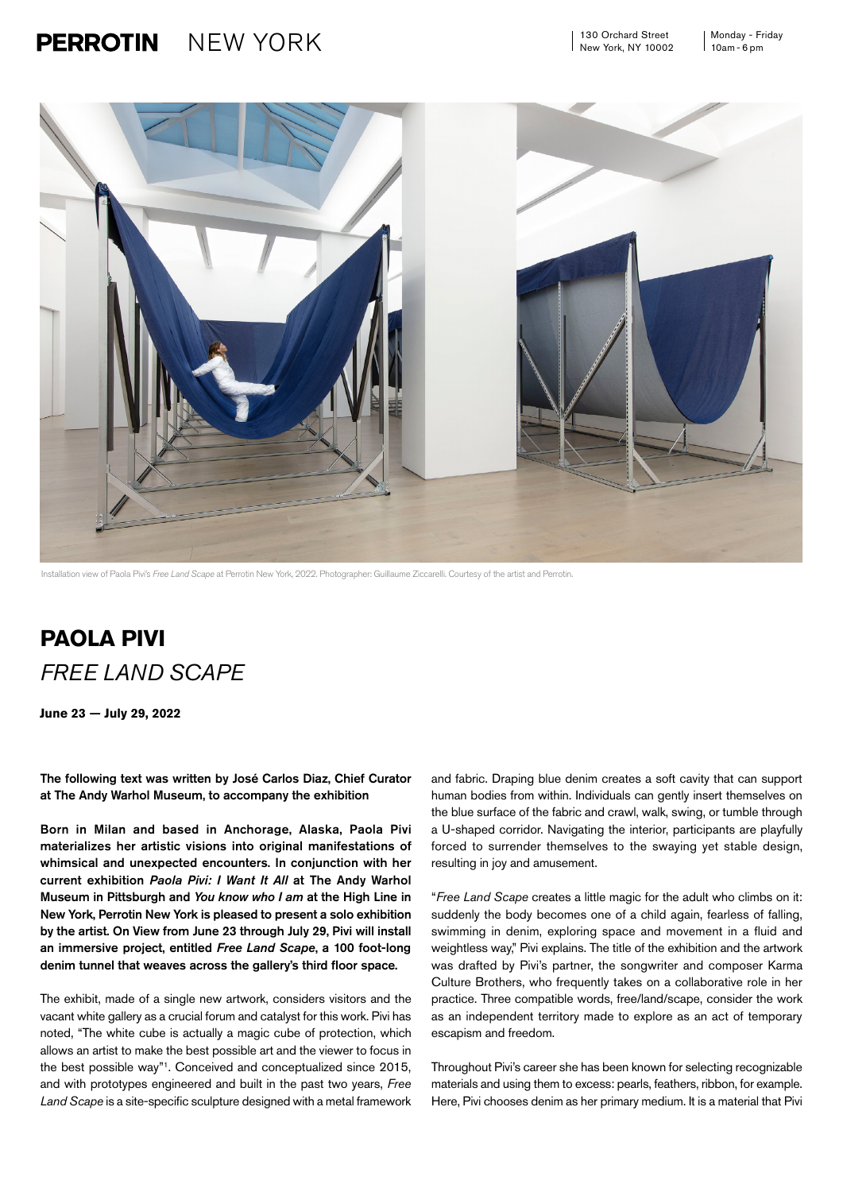# PERROTIN NEW YORK

130 Orchard Street
New York, NY 10002

Monday - Friday
10am - 6pm

Installation view of Paola Pivi's *Free Land Scape* at Perrotin New York, 2022. Photographer: Guillaume Ziccarelli. Courtesy of the artist and Perrotin.

## PAOLA PIVI
## *FREE LAND SCAPE*

**June 23 — July 29, 2022**

**The following text was written by José Carlos Diaz, Chief Curator at The Andy Warhol Museum, to accompany the exhibition**

**Born in Milan and based in Anchorage, Alaska, Paola Pivi materializes her artistic visions into original manifestations of whimsical and unexpected encounters. In conjunction with her current exhibition *Paola Pivi: I Want It All* at The Andy Warhol Museum in Pittsburgh and *You know who I am* at the High Line in New York, Perrotin New York is pleased to present a solo exhibition by the artist. On View from June 23 through July 29, Pivi will install an immersive project, entitled *Free Land Scape*, a 100 foot-long denim tunnel that weaves across the gallery's third floor space.**

The exhibit, made of a single new artwork, considers visitors and the vacant white gallery as a crucial forum and catalyst for this work. Pivi has noted, "The white cube is actually a magic cube of protection, which allows an artist to make the best possible art and the viewer to focus in the best possible way"[1]. Conceived and conceptualized since 2015, and with prototypes engineered and built in the past two years, *Free Land Scape* is a site-specific sculpture designed with a metal framework and fabric. Draping blue denim creates a soft cavity that can support human bodies from within. Individuals can gently insert themselves on the blue surface of the fabric and crawl, walk, swing, or tumble through a U-shaped corridor. Navigating the interior, participants are playfully forced to surrender themselves to the swaying yet stable design, resulting in joy and amusement.

"*Free Land Scape* creates a little magic for the adult who climbs on it: suddenly the body becomes one of a child again, fearless of falling, swimming in denim, exploring space and movement in a fluid and weightless way," Pivi explains. The title of the exhibition and the artwork was drafted by Pivi's partner, the songwriter and composer Karma Culture Brothers, who frequently takes on a collaborative role in her practice. Three compatible words, free/land/scape, consider the work as an independent territory made to explore as an act of temporary escapism and freedom.

Throughout Pivi's career she has been known for selecting recognizable materials and using them to excess: pearls, feathers, ribbon, for example. Here, Pivi chooses denim as her primary medium. It is a material that Pivi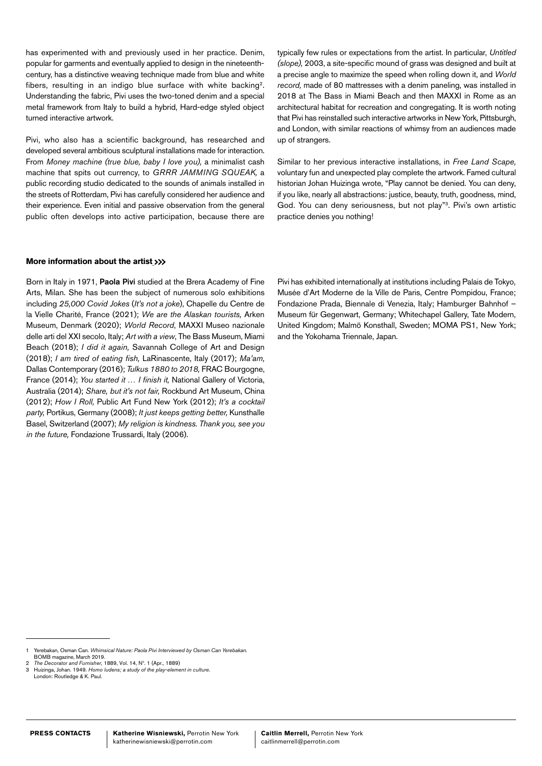has experimented with and previously used in her practice. Denim, popular for garments and eventually applied to design in the nineteenth-century, has a distinctive weaving technique made from blue and white fibers, resulting in an indigo blue surface with white backing[2]. Understanding the fabric, Pivi uses the two-toned denim and a special metal framework from Italy to build a hybrid, Hard-edge styled object turned interactive artwork.

Pivi, who also has a scientific background, has researched and developed several ambitious sculptural installations made for interaction. From *Money machine (true blue, baby I love you),* a minimalist cash machine that spits out currency, to *GRRR JAMMING SQUEAK,* a public recording studio dedicated to the sounds of animals installed in the streets of Rotterdam, Pivi has carefully considered her audience and their experience. Even initial and passive observation from the general public often develops into active participation, because there are typically few rules or expectations from the artist. In particular, *Untitled (slope),* 2003, a site-specific mound of grass was designed and built at a precise angle to maximize the speed when rolling down it, and *World record,* made of 80 mattresses with a denim paneling, was installed in 2018 at The Bass in Miami Beach and then MAXXI in Rome as an architectural habitat for recreation and congregating. It is worth noting that Pivi has reinstalled such interactive artworks in New York, Pittsburgh, and London, with similar reactions of whimsy from an audiences made up of strangers.

Similar to her previous interactive installations, in *Free Land Scape,* voluntary fun and unexpected play complete the artwork. Famed cultural historian Johan Huizinga wrote, "Play cannot be denied. You can deny, if you like, nearly all abstractions: justice, beauty, truth, goodness, mind, God. You can deny seriousness, but not play"[3]. Pivi's own artistic practice denies you nothing!

**More information about the artist >>>**

Born in Italy in 1971, **Paola Pivi** studied at the Brera Academy of Fine Arts, Milan. She has been the subject of numerous solo exhibitions including *25,000 Covid Jokes* (*It's not a joke*), Chapelle du Centre de la Vielle Charité, France (2021); *We are the Alaskan tourists,* Arken Museum, Denmark (2020); *World Record*, MAXXI Museo nazionale delle arti del XXI secolo, Italy; *Art with a view*, The Bass Museum, Miami Beach (2018); *I did it again,* Savannah College of Art and Design (2018); *I am tired of eating fish,* LaRinascente, Italy (2017); *Ma'am,* Dallas Contemporary (2016); *Tulkus 1880 to 2018,* FRAC Bourgogne, France (2014); *You started it … I finish it,* National Gallery of Victoria, Australia (2014); *Share, but it's not fair,* Rockbund Art Museum, China (2012); *How I Roll,* Public Art Fund New York (2012); *It's a cocktail party,* Portikus, Germany (2008); *It just keeps getting better,* Kunsthalle Basel, Switzerland (2007); *My religion is kindness. Thank you, see you in the future,* Fondazione Trussardi, Italy (2006).

Pivi has exhibited internationally at institutions including Palais de Tokyo, Musée d'Art Moderne de la Ville de Paris, Centre Pompidou, France; Fondazione Prada, Biennale di Venezia, Italy; Hamburger Bahnhof – Museum für Gegenwart, Germany; Whitechapel Gallery, Tate Modern, United Kingdom; Malmö Konsthall, Sweden; MOMA PS1, New York; and the Yokohama Triennale, Japan.

---

1 Yerebakan, Osman Can. *Whimsical Nature: Paola Pivi Interviewed by Osman Can Yerebakan.* BOMB magazine, March 2019.
2 *The Decorator and Furnisher,* 1889, Vol. 14, N°. 1 (Apr., 1889)
3 Huizinga, Johan. 1949. *Homo ludens; a study of the play-element in culture.* London: Routledge & K. Paul.

**PRESS CONTACTS**

**Katherine Wisniewski,** Perrotin New York
katherinewisniewski@perrotin.com

**Caitlin Merrell,** Perrotin New York
caitlinmerrell@perrotin.com